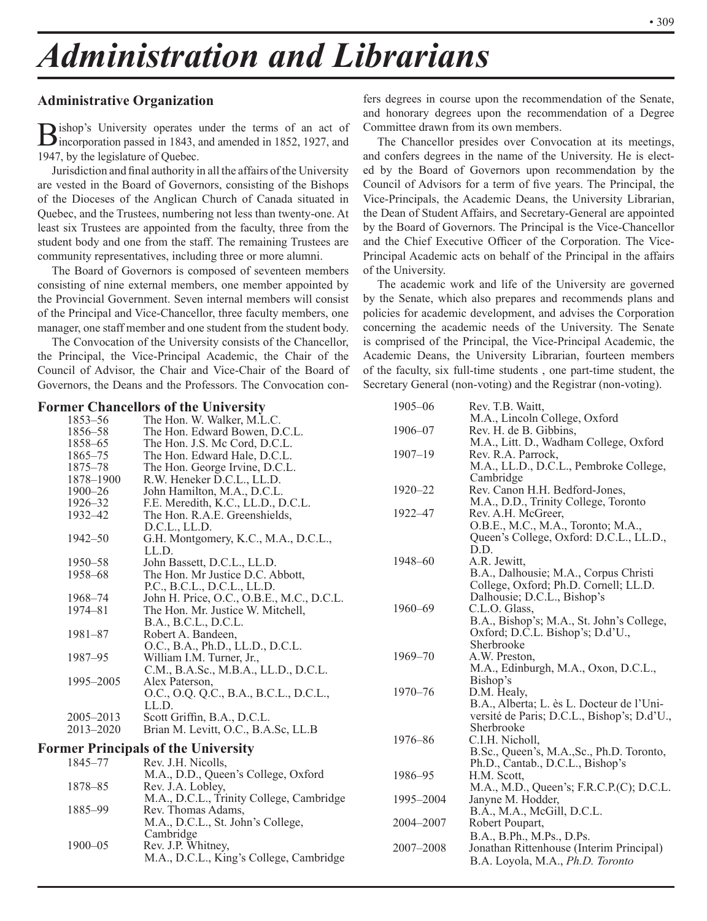# Administration and Librarians

## Administrative Organization

Bishop's University operates under the terms of an act of incorporation passed in 1843, and amended in 1852, 1927, and 1947, by the legislature of Quebec.

Jurisdiction and final authority in all the affairs of the University are vested in the Board of Governors, consisting of the Bishops of the Dioceses of the Anglican Church of Canada situated in Quebec, and the Trustees, numbering not less than twenty-one. At least six Trustees are appointed from the faculty, three from the student body and one from the staff. The remaining Trustees are community representatives, including three or more alumni.

The Board of Governors is composed of seventeen members consisting of nine external members, one member appointed by the Provincial Government. Seven internal members will consist of the Principal and Vice-Chancellor, three faculty members, one manager, one staff member and one student from the student body.

The Convocation of the University consists of the Chancellor, the Principal, the Vice-Principal Academic, the Chair of the Council of Advisor, the Chair and Vice-Chair of the Board of Governors, the Deans and the Professors. The Convocation confers degrees in course upon the recommendation of the Senate, and honorary degrees upon the recommendation of a Degree Committee drawn from its own members.

The Chancellor presides over Convocation at its meetings, and confers degrees in the name of the University. He is elected by the Board of Governors upon recommendation by the Council of Advisors for a term of five years. The Principal, the Vice-Principals, the Academic Deans, the University Librarian, the Dean of Student Affairs, and Secretary-General are appointed by the Board of Governors. The Principal is the Vice-Chancellor and the Chief Executive Officer of the Corporation. The Vice-Principal Academic acts on behalf of the Principal in the affairs of the University.

The academic work and life of the University are governed by the Senate, which also prepares and recommends plans and policies for academic development, and advises the Corporation concerning the academic needs of the University. The Senate is comprised of the Principal, the Vice-Principal Academic, the Academic Deans, the University Librarian, fourteen members of the faculty, six full-time students , one part-time student, the Secretary General (non-voting) and the Registrar (non-voting).

### Former Chancellors of the University

| | |
|---|---|
| 1853–56 | The Hon. W. Walker, M.L.C. |
| 1856–58 | The Hon. Edward Bowen, D.C.L. |
| 1858–65 | The Hon. J.S. Mc Cord, D.C.L. |
| 1865–75 | The Hon. Edward Hale, D.C.L. |
| 1875–78 | The Hon. George Irvine, D.C.L. |
| 1878–1900 | R.W. Heneker D.C.L., LL.D. |
| 1900–26 | John Hamilton, M.A., D.C.L. |
| 1926–32 | F.E. Meredith, K.C., LL.D., D.C.L. |
| 1932–42 | The Hon. R.A.E. Greenshields, D.C.L., LL.D. |
| 1942–50 | G.H. Montgomery, K.C., M.A., D.C.L., LL.D. |
| 1950–58 | John Bassett, D.C.L., LL.D. |
| 1958–68 | The Hon. Mr Justice D.C. Abbott, P.C., B.C.L., D.C.L., LL.D. |
| 1968–74 | John H. Price, O.C., O.B.E., M.C., D.C.L. |
| 1974–81 | The Hon. Mr. Justice W. Mitchell, B.A., B.C.L., D.C.L. |
| 1981–87 | Robert A. Bandeen, O.C., B.A., Ph.D., LL.D., D.C.L. |
| 1987–95 | William I.M. Turner, Jr., C.M., B.A.Sc., M.B.A., LL.D., D.C.L. |
| 1995–2005 | Alex Paterson, O.C., O.Q. Q.C., B.A., B.C.L., D.C.L., LL.D. |
| 2005–2013 | Scott Griffin, B.A., D.C.L. |
| 2013–2020 | Brian M. Levitt, O.C., B.A.Sc, LL.B |

### Former Principals of the University

| | |
|---|---|
| 1845–77 | Rev. J.H. Nicolls, M.A., D.D., Queen's College, Oxford |
| 1878–85 | Rev. J.A. Lobley, M.A., D.C.L., Trinity College, Cambridge |
| 1885–99 | Rev. Thomas Adams, M.A., D.C.L., St. John's College, Cambridge |
| 1900–05 | Rev. J.P. Whitney, M.A., D.C.L., King's College, Cambridge |
| 1905–06 | Rev. T.B. Waitt, M.A., Lincoln College, Oxford |
| 1906–07 | Rev. H. de B. Gibbins, M.A., Litt. D., Wadham College, Oxford |
| 1907–19 | Rev. R.A. Parrock, M.A., LL.D., D.C.L., Pembroke College, Cambridge |
| 1920–22 | Rev. Canon H.H. Bedford-Jones, M.A., D.D., Trinity College, Toronto |
| 1922–47 | Rev. A.H. McGreer, O.B.E., M.C., M.A., Toronto; M.A., Queen's College, Oxford: D.C.L., LL.D., D.D. |
| 1948–60 | A.R. Jewitt, B.A., Dalhousie; M.A., Corpus Christi College, Oxford; Ph.D. Cornell; LL.D. Dalhousie; D.C.L., Bishop's |
| 1960–69 | C.L.O. Glass, B.A., Bishop's; M.A., St. John's College, Oxford; D.C.L. Bishop's; D.d'U., Sherbrooke |
| 1969–70 | A.W. Preston, M.A., Edinburgh, M.A., Oxon, D.C.L., Bishop's |
| 1970–76 | D.M. Healy, B.A., Alberta; L. ès L. Docteur de l'Université de Paris; D.C.L., Bishop's; D.d'U., Sherbrooke |
| 1976–86 | C.I.H. Nicholl, B.Sc., Queen's, M.A.,Sc., Ph.D. Toronto, Ph.D., Cantab., D.C.L., Bishop's |
| 1986–95 | H.M. Scott, M.A., M.D., Queen's; F.R.C.P.(C); D.C.L. |
| 1995–2004 | Janyne M. Hodder, B.A., M.A., McGill, D.C.L. |
| 2004–2007 | Robert Poupart, B.A., B.Ph., M.Ps., D.Ps. |
| 2007–2008 | Jonathan Rittenhouse (Interim Principal) B.A. Loyola, M.A., *Ph.D. Toronto* |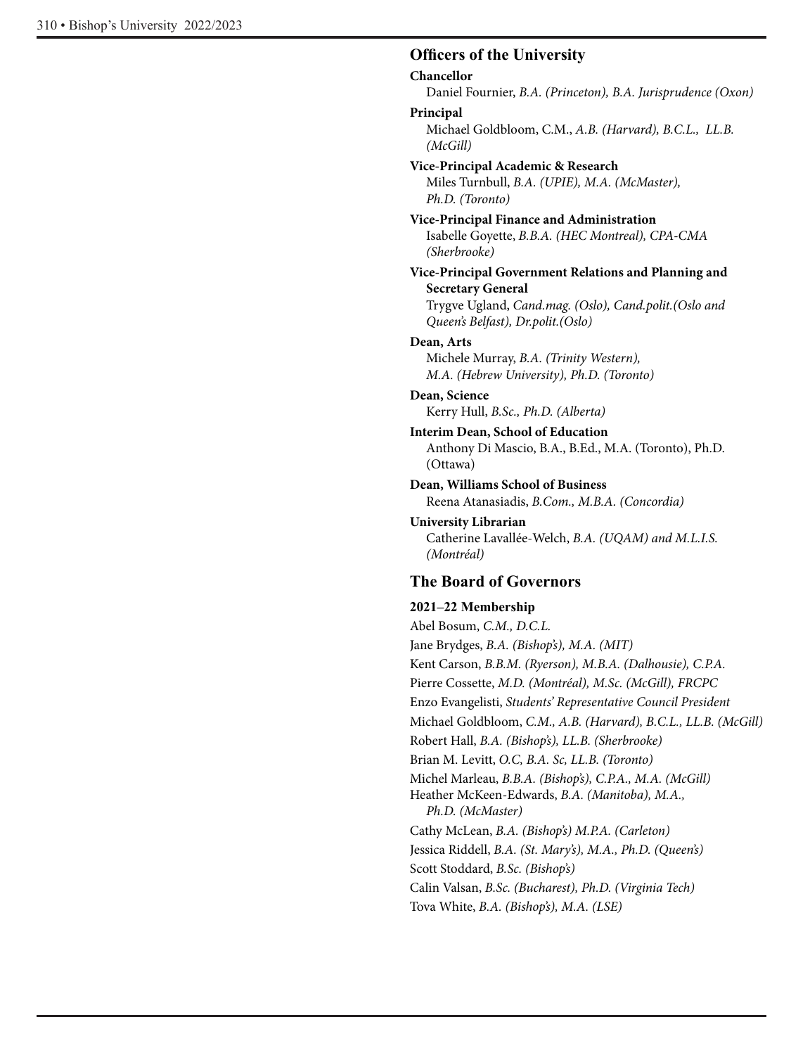## Officers of the University

**Chancellor**
Daniel Fournier, *B.A. (Princeton), B.A. Jurisprudence (Oxon)*

**Principal**
Michael Goldbloom, C.M., *A.B. (Harvard), B.C.L., LL.B. (McGill)*

**Vice-Principal Academic & Research**
Miles Turnbull, *B.A. (UPIE), M.A. (McMaster), Ph.D. (Toronto)*

**Vice-Principal Finance and Administration**
Isabelle Goyette, *B.B.A. (HEC Montreal), CPA-CMA (Sherbrooke)*

**Vice-Principal Government Relations and Planning and Secretary General**
Trygve Ugland, *Cand.mag. (Oslo), Cand.polit.(Oslo and Queen's Belfast), Dr.polit.(Oslo)*

**Dean, Arts**
Michele Murray, *B.A. (Trinity Western), M.A. (Hebrew University), Ph.D. (Toronto)*

**Dean, Science**
Kerry Hull, *B.Sc., Ph.D. (Alberta)*

**Interim Dean, School of Education**
Anthony Di Mascio, B.A., B.Ed., M.A. (Toronto), Ph.D. (Ottawa)

**Dean, Williams School of Business**
Reena Atanasiadis, *B.Com., M.B.A. (Concordia)*

**University Librarian**
Catherine Lavallée-Welch, *B.A. (UQAM) and M.L.I.S. (Montréal)*

## The Board of Governors

### 2021–22 Membership

Abel Bosum, *C.M., D.C.L.*
Jane Brydges, *B.A. (Bishop's), M.A. (MIT)*
Kent Carson, *B.B.M. (Ryerson), M.B.A. (Dalhousie), C.P.A.*
Pierre Cossette, *M.D. (Montréal), M.Sc. (McGill), FRCPC*
Enzo Evangelisti, *Students' Representative Council President*
Michael Goldbloom, *C.M., A.B. (Harvard), B.C.L., LL.B. (McGill)*
Robert Hall, *B.A. (Bishop's), LL.B. (Sherbrooke)*
Brian M. Levitt, *O.C, B.A. Sc, LL.B. (Toronto)*
Michel Marleau, *B.B.A. (Bishop's), C.P.A., M.A. (McGill)*
Heather McKeen-Edwards, *B.A. (Manitoba), M.A., Ph.D. (McMaster)*
Cathy McLean, *B.A. (Bishop's) M.P.A. (Carleton)*
Jessica Riddell, *B.A. (St. Mary's), M.A., Ph.D. (Queen's)*
Scott Stoddard, *B.Sc. (Bishop's)*
Calin Valsan, *B.Sc. (Bucharest), Ph.D. (Virginia Tech)*
Tova White, *B.A. (Bishop's), M.A. (LSE)*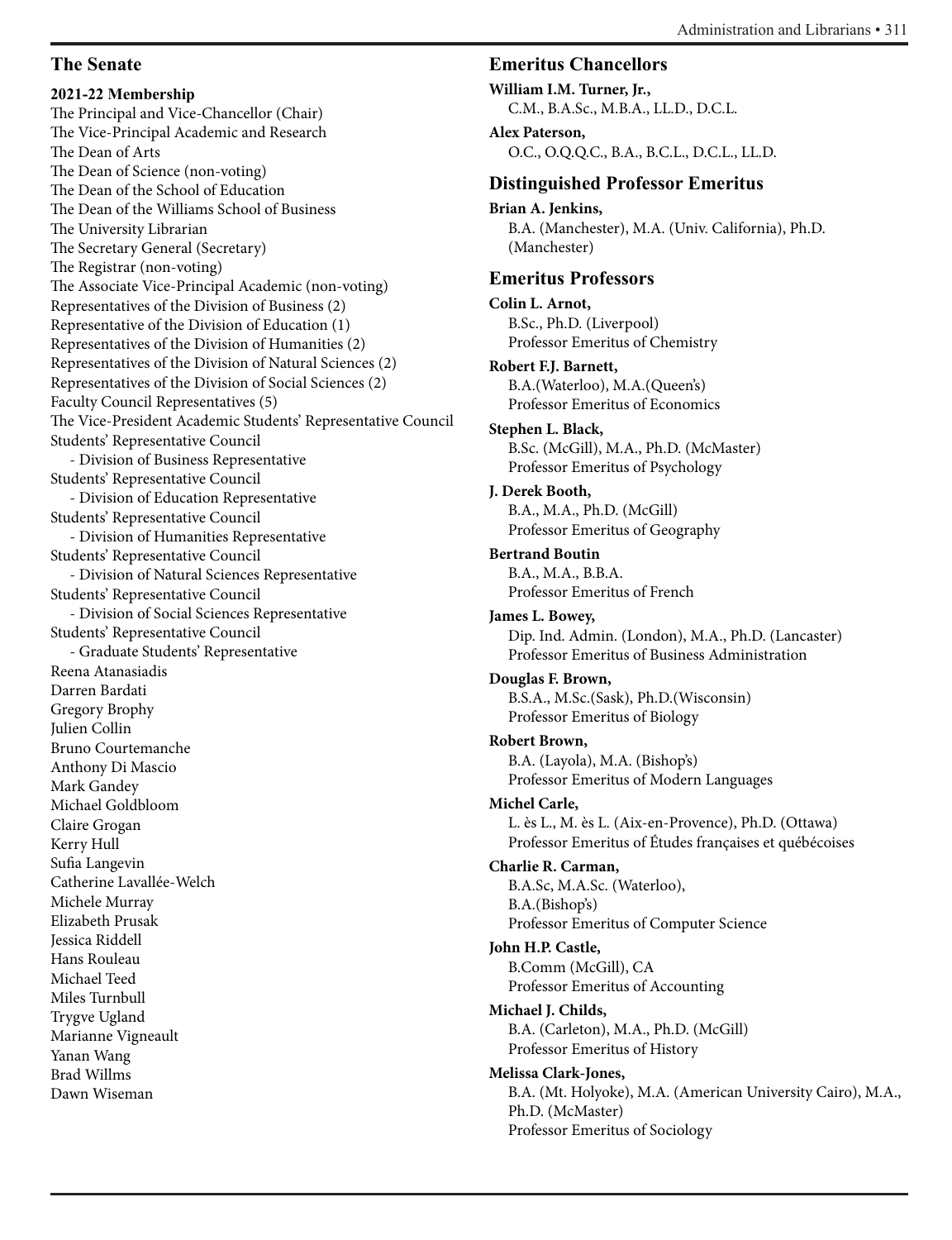## The Senate

**2021-22 Membership**

The Principal and Vice-Chancellor (Chair)
The Vice-Principal Academic and Research
The Dean of Arts
The Dean of Science (non-voting)
The Dean of the School of Education
The Dean of the Williams School of Business
The University Librarian
The Secretary General (Secretary)
The Registrar (non-voting)
The Associate Vice-Principal Academic (non-voting)
Representatives of the Division of Business (2)
Representative of the Division of Education (1)
Representatives of the Division of Humanities (2)
Representatives of the Division of Natural Sciences (2)
Representatives of the Division of Social Sciences (2)
Faculty Council Representatives (5)
The Vice-President Academic Students' Representative Council
Students' Representative Council
- Division of Business Representative
Students' Representative Council
- Division of Education Representative
Students' Representative Council
- Division of Humanities Representative
Students' Representative Council
- Division of Natural Sciences Representative
Students' Representative Council
- Division of Social Sciences Representative
Students' Representative Council
- Graduate Students' Representative

Reena Atanasiadis
Darren Bardati
Gregory Brophy
Julien Collin
Bruno Courtemanche
Anthony Di Mascio
Mark Gandey
Michael Goldbloom
Claire Grogan
Kerry Hull
Sufia Langevin
Catherine Lavallée-Welch
Michele Murray
Elizabeth Prusak
Jessica Riddell
Hans Rouleau
Michael Teed
Miles Turnbull
Trygve Ugland
Marianne Vigneault
Yanan Wang
Brad Willms
Dawn Wiseman

## Emeritus Chancellors

**William I.M. Turner, Jr.,**
C.M., B.A.Sc., M.B.A., LL.D., D.C.L.

**Alex Paterson,**
O.C., O.Q.Q.C., B.A., B.C.L., D.C.L., LL.D.

## Distinguished Professor Emeritus

**Brian A. Jenkins,**
B.A. (Manchester), M.A. (Univ. California), Ph.D. (Manchester)

## Emeritus Professors

**Colin L. Arnot,**
B.Sc., Ph.D. (Liverpool)
Professor Emeritus of Chemistry

**Robert F.J. Barnett,**
B.A.(Waterloo), M.A.(Queen's)
Professor Emeritus of Economics

**Stephen L. Black,**
B.Sc. (McGill), M.A., Ph.D. (McMaster)
Professor Emeritus of Psychology

**J. Derek Booth,**
B.A., M.A., Ph.D. (McGill)
Professor Emeritus of Geography

**Bertrand Boutin**
B.A., M.A., B.B.A.
Professor Emeritus of French

**James L. Bowey,**
Dip. Ind. Admin. (London), M.A., Ph.D. (Lancaster)
Professor Emeritus of Business Administration

**Douglas F. Brown,**
B.S.A., M.Sc.(Sask), Ph.D.(Wisconsin)
Professor Emeritus of Biology

**Robert Brown,**
B.A. (Layola), M.A. (Bishop's)
Professor Emeritus of Modern Languages

**Michel Carle,**
L. ès L., M. ès L. (Aix-en-Provence), Ph.D. (Ottawa)
Professor Emeritus of Études françaises et québécoises

**Charlie R. Carman,**
B.A.Sc, M.A.Sc. (Waterloo), B.A.(Bishop's)
Professor Emeritus of Computer Science

**John H.P. Castle,**
B.Comm (McGill), CA
Professor Emeritus of Accounting

**Michael J. Childs,**
B.A. (Carleton), M.A., Ph.D. (McGill)
Professor Emeritus of History

**Melissa Clark-Jones,**
B.A. (Mt. Holyoke), M.A. (American University Cairo), M.A., Ph.D. (McMaster)
Professor Emeritus of Sociology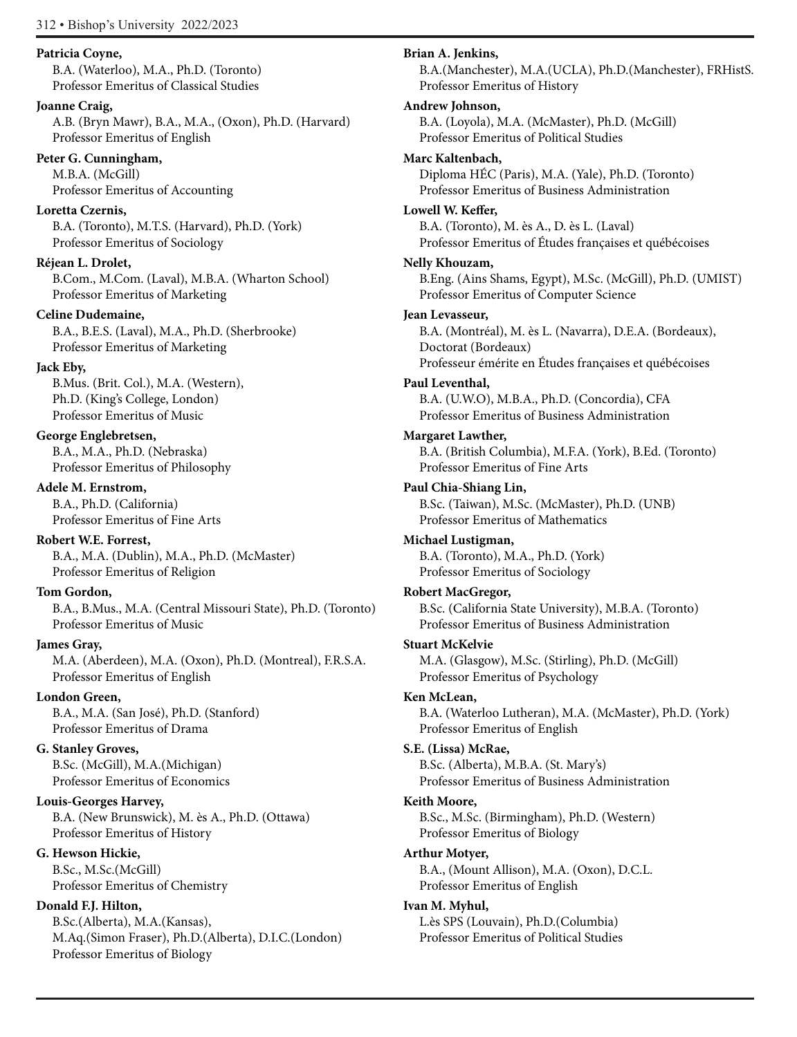**Patricia Coyne,**
B.A. (Waterloo), M.A., Ph.D. (Toronto)
Professor Emeritus of Classical Studies

**Joanne Craig,**
A.B. (Bryn Mawr), B.A., M.A., (Oxon), Ph.D. (Harvard)
Professor Emeritus of English

**Peter G. Cunningham,**
M.B.A. (McGill)
Professor Emeritus of Accounting

**Loretta Czernis,**
B.A. (Toronto), M.T.S. (Harvard), Ph.D. (York)
Professor Emeritus of Sociology

**Réjean L. Drolet,**
B.Com., M.Com. (Laval), M.B.A. (Wharton School)
Professor Emeritus of Marketing

**Celine Dudemaine,**
B.A., B.E.S. (Laval), M.A., Ph.D. (Sherbrooke)
Professor Emeritus of Marketing

**Jack Eby,**
B.Mus. (Brit. Col.), M.A. (Western),
Ph.D. (King's College, London)
Professor Emeritus of Music

**George Englebretsen,**
B.A., M.A., Ph.D. (Nebraska)
Professor Emeritus of Philosophy

**Adele M. Ernstrom,**
B.A., Ph.D. (California)
Professor Emeritus of Fine Arts

**Robert W.E. Forrest,**
B.A., M.A. (Dublin), M.A., Ph.D. (McMaster)
Professor Emeritus of Religion

**Tom Gordon,**
B.A., B.Mus., M.A. (Central Missouri State), Ph.D. (Toronto)
Professor Emeritus of Music

**James Gray,**
M.A. (Aberdeen), M.A. (Oxon), Ph.D. (Montreal), F.R.S.A.
Professor Emeritus of English

**London Green,**
B.A., M.A. (San José), Ph.D. (Stanford)
Professor Emeritus of Drama

**G. Stanley Groves,**
B.Sc. (McGill), M.A.(Michigan)
Professor Emeritus of Economics

**Louis-Georges Harvey,**
B.A. (New Brunswick), M. ès A., Ph.D. (Ottawa)
Professor Emeritus of History

**G. Hewson Hickie,**
B.Sc., M.Sc.(McGill)
Professor Emeritus of Chemistry

**Donald F.J. Hilton,**
B.Sc.(Alberta), M.A.(Kansas),
M.Aq.(Simon Fraser), Ph.D.(Alberta), D.I.C.(London)
Professor Emeritus of Biology

**Brian A. Jenkins,**
B.A.(Manchester), M.A.(UCLA), Ph.D.(Manchester), FRHistS.
Professor Emeritus of History

**Andrew Johnson,**
B.A. (Loyola), M.A. (McMaster), Ph.D. (McGill)
Professor Emeritus of Political Studies

**Marc Kaltenbach,**
Diploma HÉC (Paris), M.A. (Yale), Ph.D. (Toronto)
Professor Emeritus of Business Administration

**Lowell W. Keffer,**
B.A. (Toronto), M. ès A., D. ès L. (Laval)
Professor Emeritus of Études françaises et québécoises

**Nelly Khouzam,**
B.Eng. (Ains Shams, Egypt), M.Sc. (McGill), Ph.D. (UMIST)
Professor Emeritus of Computer Science

**Jean Levasseur,**
B.A. (Montréal), M. ès L. (Navarra), D.E.A. (Bordeaux),
Doctorat (Bordeaux)
Professeur émérite en Études françaises et québécoises

**Paul Leventhal,**
B.A. (U.W.O), M.B.A., Ph.D. (Concordia), CFA
Professor Emeritus of Business Administration

**Margaret Lawther,**
B.A. (British Columbia), M.F.A. (York), B.Ed. (Toronto)
Professor Emeritus of Fine Arts

**Paul Chia-Shiang Lin,**
B.Sc. (Taiwan), M.Sc. (McMaster), Ph.D. (UNB)
Professor Emeritus of Mathematics

**Michael Lustigman,**
B.A. (Toronto), M.A., Ph.D. (York)
Professor Emeritus of Sociology

**Robert MacGregor,**
B.Sc. (California State University), M.B.A. (Toronto)
Professor Emeritus of Business Administration

**Stuart McKelvie**
M.A. (Glasgow), M.Sc. (Stirling), Ph.D. (McGill)
Professor Emeritus of Psychology

**Ken McLean,**
B.A. (Waterloo Lutheran), M.A. (McMaster), Ph.D. (York)
Professor Emeritus of English

**S.E. (Lissa) McRae,**
B.Sc. (Alberta), M.B.A. (St. Mary's)
Professor Emeritus of Business Administration

**Keith Moore,**
B.Sc., M.Sc. (Birmingham), Ph.D. (Western)
Professor Emeritus of Biology

**Arthur Motyer,**
B.A., (Mount Allison), M.A. (Oxon), D.C.L.
Professor Emeritus of English

**Ivan M. Myhul,**
L.ès SPS (Louvain), Ph.D.(Columbia)
Professor Emeritus of Political Studies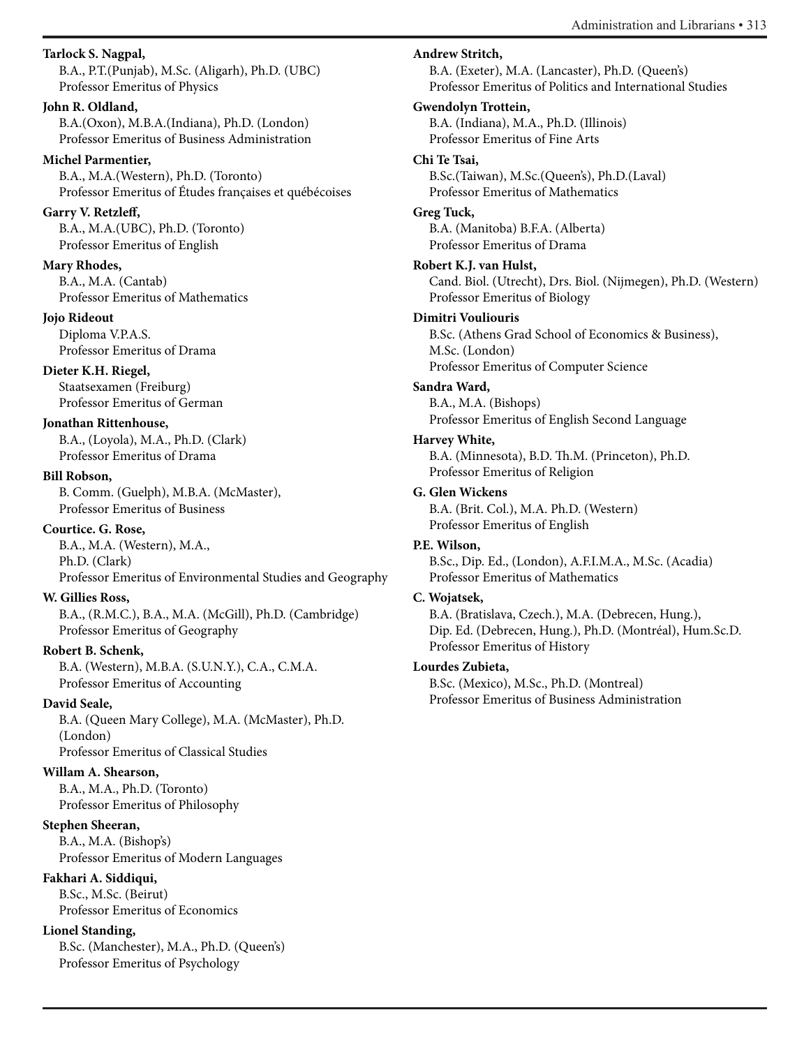**Tarlock S. Nagpal,**
B.A., P.T.(Punjab), M.Sc. (Aligarh), Ph.D. (UBC)
Professor Emeritus of Physics

**John R. Oldland,**
B.A.(Oxon), M.B.A.(Indiana), Ph.D. (London)
Professor Emeritus of Business Administration

**Michel Parmentier,**
B.A., M.A.(Western), Ph.D. (Toronto)
Professor Emeritus of Études françaises et québécoises

**Garry V. Retzleff,**
B.A., M.A.(UBC), Ph.D. (Toronto)
Professor Emeritus of English

**Mary Rhodes,**
B.A., M.A. (Cantab)
Professor Emeritus of Mathematics

**Jojo Rideout**
Diploma V.P.A.S.
Professor Emeritus of Drama

**Dieter K.H. Riegel,**
Staatsexamen (Freiburg)
Professor Emeritus of German

**Jonathan Rittenhouse,**
B.A., (Loyola), M.A., Ph.D. (Clark)
Professor Emeritus of Drama

**Bill Robson,**
B. Comm. (Guelph), M.B.A. (McMaster),
Professor Emeritus of Business

**Courtice. G. Rose,**
B.A., M.A. (Western), M.A.,
Ph.D. (Clark)
Professor Emeritus of Environmental Studies and Geography

**W. Gillies Ross,**
B.A., (R.M.C.), B.A., M.A. (McGill), Ph.D. (Cambridge)
Professor Emeritus of Geography

**Robert B. Schenk,**
B.A. (Western), M.B.A. (S.U.N.Y.), C.A., C.M.A.
Professor Emeritus of Accounting

**David Seale,**
B.A. (Queen Mary College), M.A. (McMaster), Ph.D.
(London)
Professor Emeritus of Classical Studies

**Willam A. Shearson,**
B.A., M.A., Ph.D. (Toronto)
Professor Emeritus of Philosophy

**Stephen Sheeran,**
B.A., M.A. (Bishop's)
Professor Emeritus of Modern Languages

**Fakhari A. Siddiqui,**
B.Sc., M.Sc. (Beirut)
Professor Emeritus of Economics

**Lionel Standing,**
B.Sc. (Manchester), M.A., Ph.D. (Queen's)
Professor Emeritus of Psychology

**Andrew Stritch,**
B.A. (Exeter), M.A. (Lancaster), Ph.D. (Queen's)
Professor Emeritus of Politics and International Studies

**Gwendolyn Trottein,**
B.A. (Indiana), M.A., Ph.D. (Illinois)
Professor Emeritus of Fine Arts

**Chi Te Tsai,**
B.Sc.(Taiwan), M.Sc.(Queen's), Ph.D.(Laval)
Professor Emeritus of Mathematics

**Greg Tuck,**
B.A. (Manitoba) B.F.A. (Alberta)
Professor Emeritus of Drama

**Robert K.J. van Hulst,**
Cand. Biol. (Utrecht), Drs. Biol. (Nijmegen), Ph.D. (Western)
Professor Emeritus of Biology

**Dimitri Vouliouris**
B.Sc. (Athens Grad School of Economics & Business),
M.Sc. (London)
Professor Emeritus of Computer Science

**Sandra Ward,**
B.A., M.A. (Bishops)
Professor Emeritus of English Second Language

**Harvey White,**
B.A. (Minnesota), B.D. Th.M. (Princeton), Ph.D.
Professor Emeritus of Religion

**G. Glen Wickens**
B.A. (Brit. Col.), M.A. Ph.D. (Western)
Professor Emeritus of English

**P.E. Wilson,**
B.Sc., Dip. Ed., (London), A.F.I.M.A., M.Sc. (Acadia)
Professor Emeritus of Mathematics

**C. Wojatsek,**
B.A. (Bratislava, Czech.), M.A. (Debrecen, Hung.),
Dip. Ed. (Debrecen, Hung.), Ph.D. (Montréal), Hum.Sc.D.
Professor Emeritus of History

**Lourdes Zubieta,**
B.Sc. (Mexico), M.Sc., Ph.D. (Montreal)
Professor Emeritus of Business Administration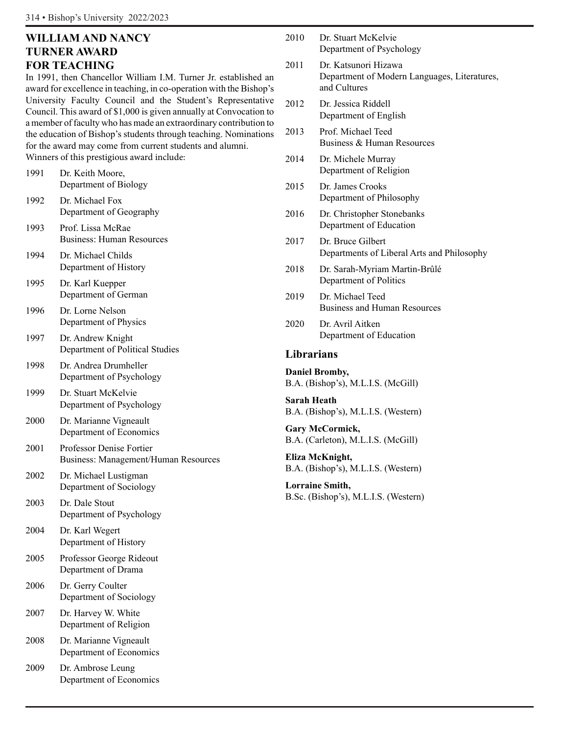## WILLIAM AND NANCY TURNER AWARD FOR TEACHING

In 1991, then Chancellor William I.M. Turner Jr. established an award for excellence in teaching, in co-operation with the Bishop's University Faculty Council and the Student's Representative Council. This award of $1,000 is given annually at Convocation to a member of faculty who has made an extraordinary contribution to the education of Bishop's students through teaching. Nominations for the award may come from current students and alumni.
Winners of this prestigious award include:

| | |
|---|---|
| 1991 | Dr. Keith Moore, Department of Biology |
| 1992 | Dr. Michael Fox Department of Geography |
| 1993 | Prof. Lissa McRae Business: Human Resources |
| 1994 | Dr. Michael Childs Department of History |
| 1995 | Dr. Karl Kuepper Department of German |
| 1996 | Dr. Lorne Nelson Department of Physics |
| 1997 | Dr. Andrew Knight Department of Political Studies |
| 1998 | Dr. Andrea Drumheller Department of Psychology |
| 1999 | Dr. Stuart McKelvie Department of Psychology |
| 2000 | Dr. Marianne Vigneault Department of Economics |
| 2001 | Professor Denise Fortier Business: Management/Human Resources |
| 2002 | Dr. Michael Lustigman Department of Sociology |
| 2003 | Dr. Dale Stout Department of Psychology |
| 2004 | Dr. Karl Wegert Department of History |
| 2005 | Professor George Rideout Department of Drama |
| 2006 | Dr. Gerry Coulter Department of Sociology |
| 2007 | Dr. Harvey W. White Department of Religion |
| 2008 | Dr. Marianne Vigneault Department of Economics |
| 2009 | Dr. Ambrose Leung Department of Economics |
| 2010 | Dr. Stuart McKelvie Department of Psychology |
| 2011 | Dr. Katsunori Hizawa Department of Modern Languages, Literatures, and Cultures |
| 2012 | Dr. Jessica Riddell Department of English |
| 2013 | Prof. Michael Teed Business & Human Resources |
| 2014 | Dr. Michele Murray Department of Religion |
| 2015 | Dr. James Crooks Department of Philosophy |
| 2016 | Dr. Christopher Stonebanks Department of Education |
| 2017 | Dr. Bruce Gilbert Departments of Liberal Arts and Philosophy |
| 2018 | Dr. Sarah-Myriam Martin-Brûlé Department of Politics |
| 2019 | Dr. Michael Teed Business and Human Resources |
| 2020 | Dr. Avril Aitken Department of Education |

## Librarians

**Daniel Bromby,**
B.A. (Bishop's), M.L.I.S. (McGill)

**Sarah Heath**
B.A. (Bishop's), M.L.I.S. (Western)

**Gary McCormick,**
B.A. (Carleton), M.L.I.S. (McGill)

**Eliza McKnight,**
B.A. (Bishop's), M.L.I.S. (Western)

**Lorraine Smith,**
B.Sc. (Bishop's), M.L.I.S. (Western)